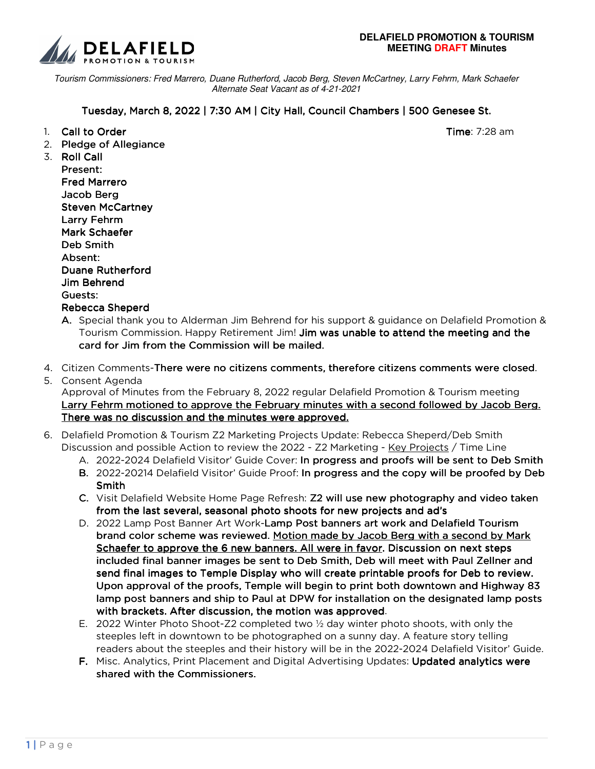**DELAFIELD**
PROMOTION & TOURISM

**DELAFIELD PROMOTION & TOURISM**
**MEETING DRAFT Minutes**

*Tourism Commissioners: Fred Marrero, Duane Rutherford, Jacob Berg, Steven McCartney, Larry Fehrm, Mark Schaefer*
*Alternate Seat Vacant as of 4-21-2021*

**Tuesday, March 8, 2022 | 7:30 AM | City Hall, Council Chambers | 500 Genesee St.**

1. **Call to Order** — **Time**: 7:28 am
2. **Pledge of Allegiance**
3. **Roll Call**
   **Present:**
   **Fred Marrero**
   **Jacob Berg**
   **Steven McCartney**
   **Larry Fehrm**
   **Mark Schaefer**
   **Deb Smith**
   **Absent:**
   **Duane Rutherford**
   **Jim Behrend**
   **Guests:**
   **Rebecca Sheperd**
   **A.** Special thank you to Alderman Jim Behrend for his support & guidance on Delafield Promotion & Tourism Commission. Happy Retirement Jim! **Jim was unable to attend the meeting and the card for Jim from the Commission will be mailed.**
4. Citizen Comments-**There were no citizens comments, therefore citizens comments were closed**.
5. Consent Agenda
   Approval of Minutes from the February 8, 2022 regular Delafield Promotion & Tourism meeting
   <u>**Larry Fehrm motioned to approve the February minutes with a second followed by Jacob Berg. There was no discussion and the minutes were approved.**</u>
6. Delafield Promotion & Tourism Z2 Marketing Projects Update: Rebecca Sheperd/Deb Smith
   Discussion and possible Action to review the 2022 - Z2 Marketing - <u>Key Projects</u> / Time Line
   A. 2022-2024 Delafield Visitor' Guide Cover: **In progress and proofs will be sent to Deb Smith**
   **B.** 2022-20214 Delafield Visitor' Guide Proof: **In progress and the copy will be proofed by Deb Smith**
   **C.** Visit Delafield Website Home Page Refresh: **Z2 will use new photography and video taken from the last several, seasonal photo shoots for new projects and ad's**
   D. 2022 Lamp Post Banner Art Work-**Lamp Post banners art work and Delafield Tourism brand color scheme was reviewed.** <u>**Motion made by Jacob Berg with a second by Mark Schaefer to approve the 6 new banners. All were in favor**</u>**. Discussion on next steps included final banner images be sent to Deb Smith, Deb will meet with Paul Zellner and send final images to Temple Display who will create printable proofs for Deb to review. Upon approval of the proofs, Temple will begin to print both downtown and Highway 83 lamp post banners and ship to Paul at DPW for installation on the designated lamp posts with brackets. After discussion, the motion was approved**.
   E. 2022 Winter Photo Shoot-Z2 completed two ½ day winter photo shoots, with only the steeples left in downtown to be photographed on a sunny day. A feature story telling readers about the steeples and their history will be in the 2022-2024 Delafield Visitor' Guide.
   **F.** Misc. Analytics, Print Placement and Digital Advertising Updates: **Updated analytics were shared with the Commissioners.**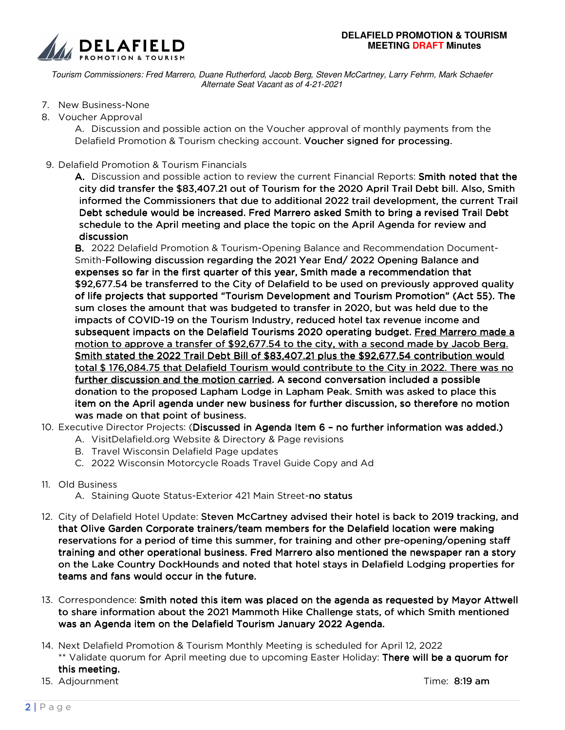**DELAFIELD PROMOTION & TOURISM**
**MEETING DRAFT Minutes**

*Tourism Commissioners: Fred Marrero, Duane Rutherford, Jacob Berg, Steven McCartney, Larry Fehrm, Mark Schaefer*
*Alternate Seat Vacant as of 4-21-2021*

7. New Business-None
8. Voucher Approval
   A. Discussion and possible action on the Voucher approval of monthly payments from the Delafield Promotion & Tourism checking account. **Voucher signed for processing.**

9. Delafield Promotion & Tourism Financials
   **A.** Discussion and possible action to review the current Financial Reports: **Smith noted that the city did transfer the $83,407.21 out of Tourism for the 2020 April Trail Debt bill. Also, Smith informed the Commissioners that due to additional 2022 trail development, the current Trail Debt schedule would be increased. Fred Marrero asked Smith to bring a revised Trail Debt schedule to the April meeting and place the topic on the April Agenda for review and discussion**
   **B.** 2022 Delafield Promotion & Tourism-Opening Balance and Recommendation Document-Smith-**Following discussion regarding the 2021 Year End/ 2022 Opening Balance and expenses so far in the first quarter of this year, Smith made a recommendation that $92,677.54 be transferred to the City of Delafield to be used on previously approved quality of life projects that supported "Tourism Development and Tourism Promotion" (Act 55). The sum closes the amount that was budgeted to transfer in 2020, but was held due to the impacts of COVID-19 on the Tourism Industry, reduced hotel tax revenue income and subsequent impacts on the Delafield Tourisms 2020 operating budget. <u>Fred Marrero made a motion to approve a transfer of $92,677.54 to the city, with a second made by Jacob Berg. Smith stated the 2022 Trail Debt Bill of $83,407.21 plus the $92,677.54 contribution would total $ 176,084.75 that Delafield Tourism would contribute to the City in 2022. There was no further discussion and the motion carried</u>. A second conversation included a possible donation to the proposed Lapham Lodge in Lapham Peak. Smith was asked to place this item on the April agenda under new business for further discussion, so therefore no motion was made on that point of business.**
10. Executive Director Projects: (**Discussed in Agenda Item 6 – no further information was added.)**
    A. VisitDelafield.org Website & Directory & Page revisions
    B. Travel Wisconsin Delafield Page updates
    C. 2022 Wisconsin Motorcycle Roads Travel Guide Copy and Ad

11. Old Business
    A. Staining Quote Status-Exterior 421 Main Street-**no status**

12. City of Delafield Hotel Update: **Steven McCartney advised their hotel is back to 2019 tracking, and that Olive Garden Corporate trainers/team members for the Delafield location were making reservations for a period of time this summer, for training and other pre-opening/opening staff training and other operational business. Fred Marrero also mentioned the newspaper ran a story on the Lake Country DockHounds and noted that hotel stays in Delafield Lodging properties for teams and fans would occur in the future.**

13. Correspondence: **Smith noted this item was placed on the agenda as requested by Mayor Attwell to share information about the 2021 Mammoth Hike Challenge stats, of which Smith mentioned was an Agenda item on the Delafield Tourism January 2022 Agenda.**

14. Next Delafield Promotion & Tourism Monthly Meeting is scheduled for April 12, 2022
    ** Validate quorum for April meeting due to upcoming Easter Holiday: **There will be a quorum for this meeting.**
15. Adjournment — Time: **8:19 am**